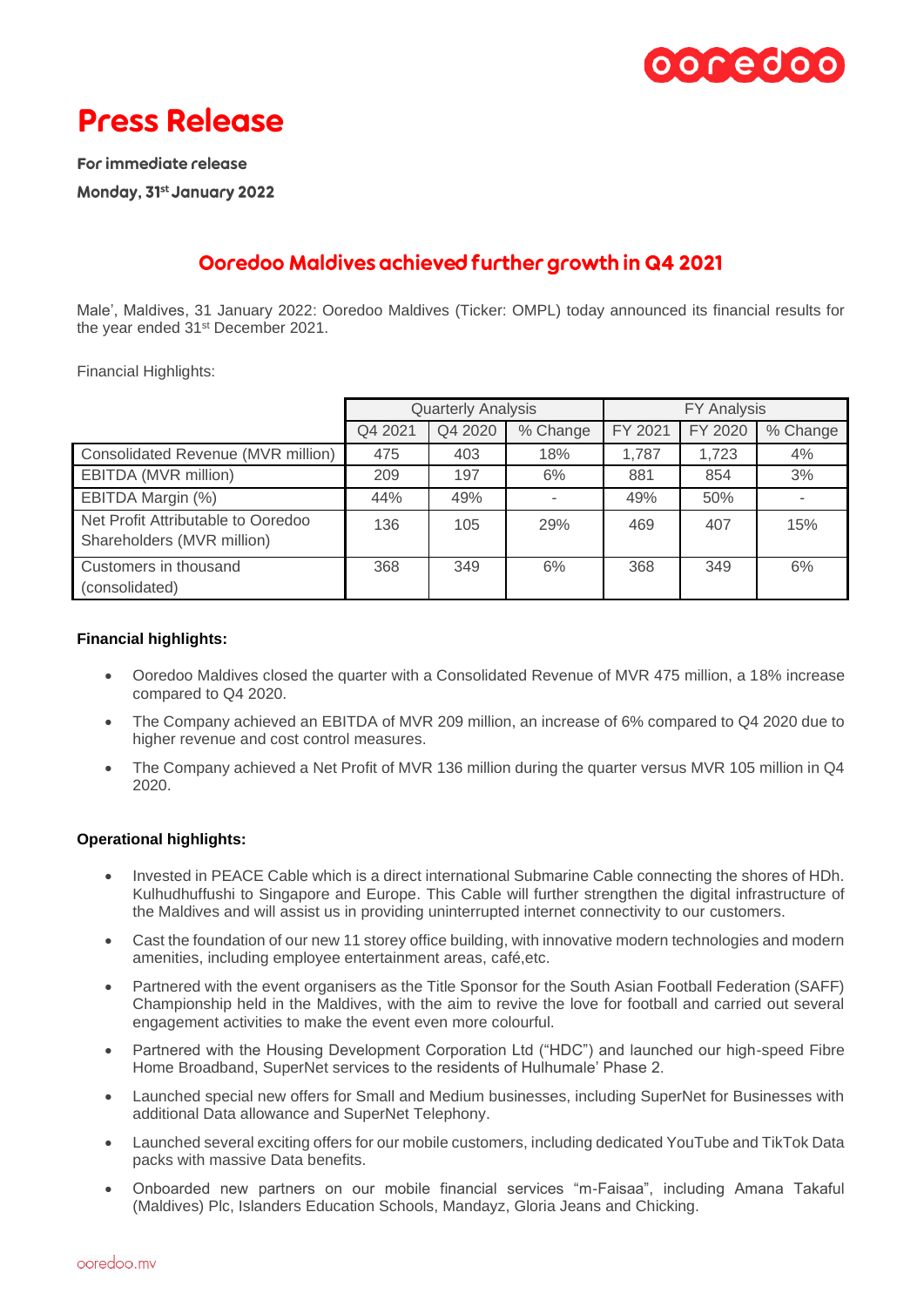# Press Release

**For immediate release**

**Monday, 31st January 2022**

## Ooredoo Maldives achieved further growth in Q4 2021

Male', Maldives, 31 January 2022: Ooredoo Maldives (Ticker: OMPL) today announced its financial results for the year ended 31st December 2021.

Financial Highlights:

| | Quarterly Analysis | | | FY Analysis | | |
|---|---|---|---|---|---|---|
| | Q4 2021 | Q4 2020 | % Change | FY 2021 | FY 2020 | % Change |
| Consolidated Revenue (MVR million) | 475 | 403 | 18% | 1,787 | 1,723 | 4% |
| EBITDA (MVR million) | 209 | 197 | 6% | 881 | 854 | 3% |
| EBITDA Margin (%) | 44% | 49% | - | 49% | 50% | - |
| Net Profit Attributable to Ooredoo Shareholders (MVR million) | 136 | 105 | 29% | 469 | 407 | 15% |
| Customers in thousand (consolidated) | 368 | 349 | 6% | 368 | 349 | 6% |

**Financial highlights:**

- Ooredoo Maldives closed the quarter with a Consolidated Revenue of MVR 475 million, a 18% increase compared to Q4 2020.
- The Company achieved an EBITDA of MVR 209 million, an increase of 6% compared to Q4 2020 due to higher revenue and cost control measures.
- The Company achieved a Net Profit of MVR 136 million during the quarter versus MVR 105 million in Q4 2020.

**Operational highlights:**

- Invested in PEACE Cable which is a direct international Submarine Cable connecting the shores of HDh. Kulhudhuffushi to Singapore and Europe. This Cable will further strengthen the digital infrastructure of the Maldives and will assist us in providing uninterrupted internet connectivity to our customers.
- Cast the foundation of our new 11 storey office building, with innovative modern technologies and modern amenities, including employee entertainment areas, café,etc.
- Partnered with the event organisers as the Title Sponsor for the South Asian Football Federation (SAFF) Championship held in the Maldives, with the aim to revive the love for football and carried out several engagement activities to make the event even more colourful.
- Partnered with the Housing Development Corporation Ltd ("HDC") and launched our high-speed Fibre Home Broadband, SuperNet services to the residents of Hulhumale' Phase 2.
- Launched special new offers for Small and Medium businesses, including SuperNet for Businesses with additional Data allowance and SuperNet Telephony.
- Launched several exciting offers for our mobile customers, including dedicated YouTube and TikTok Data packs with massive Data benefits.
- Onboarded new partners on our mobile financial services "m-Faisaa", including Amana Takaful (Maldives) Plc, Islanders Education Schools, Mandayz, Gloria Jeans and Chicking.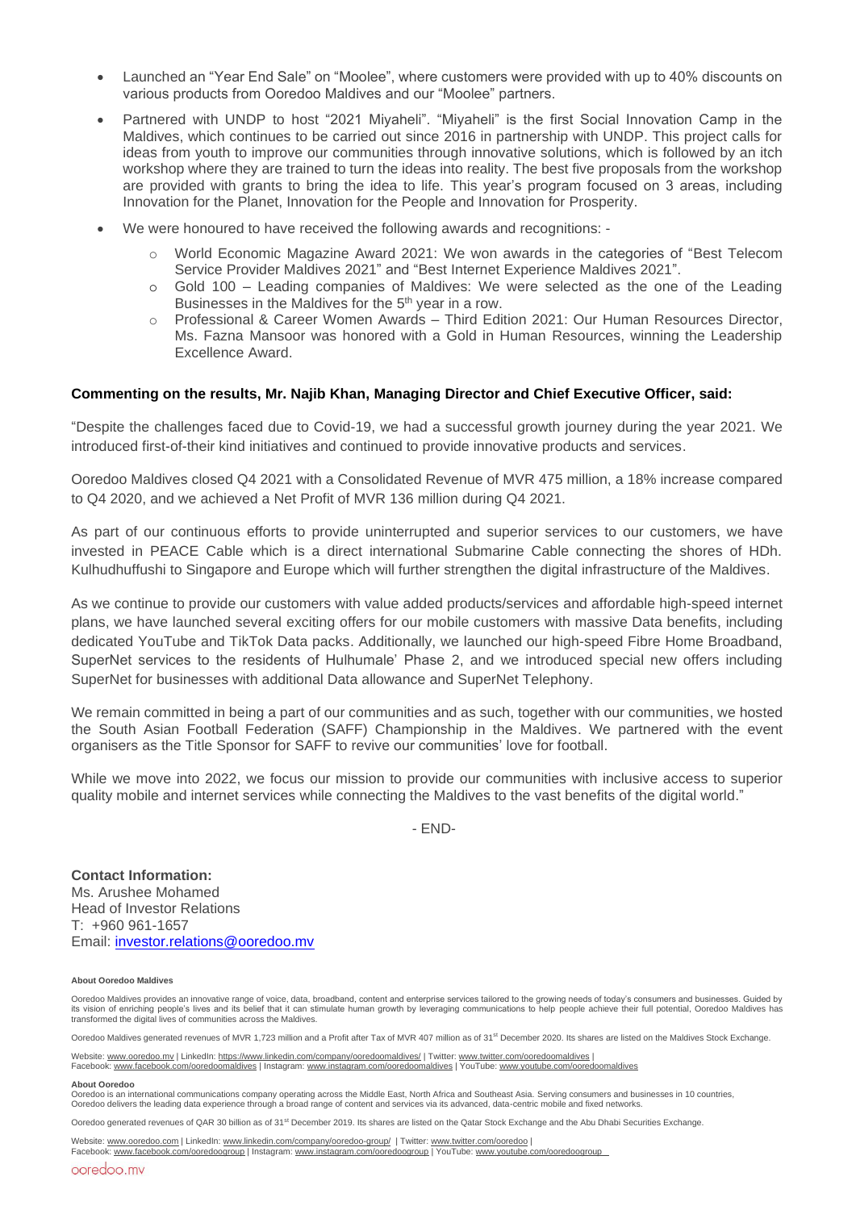- Launched an "Year End Sale" on "Moolee", where customers were provided with up to 40% discounts on various products from Ooredoo Maldives and our "Moolee" partners.
- Partnered with UNDP to host "2021 Miyaheli". "Miyaheli" is the first Social Innovation Camp in the Maldives, which continues to be carried out since 2016 in partnership with UNDP. This project calls for ideas from youth to improve our communities through innovative solutions, which is followed by an itch workshop where they are trained to turn the ideas into reality. The best five proposals from the workshop are provided with grants to bring the idea to life. This year's program focused on 3 areas, including Innovation for the Planet, Innovation for the People and Innovation for Prosperity.
- We were honoured to have received the following awards and recognitions: -
  - World Economic Magazine Award 2021: We won awards in the categories of "Best Telecom Service Provider Maldives 2021" and "Best Internet Experience Maldives 2021".
  - Gold 100 – Leading companies of Maldives: We were selected as the one of the Leading Businesses in the Maldives for the 5th year in a row.
  - Professional & Career Women Awards – Third Edition 2021: Our Human Resources Director, Ms. Fazna Mansoor was honored with a Gold in Human Resources, winning the Leadership Excellence Award.

**Commenting on the results, Mr. Najib Khan, Managing Director and Chief Executive Officer, said:**

"Despite the challenges faced due to Covid-19, we had a successful growth journey during the year 2021. We introduced first-of-their kind initiatives and continued to provide innovative products and services.

Ooredoo Maldives closed Q4 2021 with a Consolidated Revenue of MVR 475 million, a 18% increase compared to Q4 2020, and we achieved a Net Profit of MVR 136 million during Q4 2021.

As part of our continuous efforts to provide uninterrupted and superior services to our customers, we have invested in PEACE Cable which is a direct international Submarine Cable connecting the shores of HDh. Kulhudhuffushi to Singapore and Europe which will further strengthen the digital infrastructure of the Maldives.

As we continue to provide our customers with value added products/services and affordable high-speed internet plans, we have launched several exciting offers for our mobile customers with massive Data benefits, including dedicated YouTube and TikTok Data packs. Additionally, we launched our high-speed Fibre Home Broadband, SuperNet services to the residents of Hulhumale' Phase 2, and we introduced special new offers including SuperNet for businesses with additional Data allowance and SuperNet Telephony.

We remain committed in being a part of our communities and as such, together with our communities, we hosted the South Asian Football Federation (SAFF) Championship in the Maldives. We partnered with the event organisers as the Title Sponsor for SAFF to revive our communities' love for football.

While we move into 2022, we focus our mission to provide our communities with inclusive access to superior quality mobile and internet services while connecting the Maldives to the vast benefits of the digital world."

- END-

**Contact Information:**
Ms. Arushee Mohamed
Head of Investor Relations
T: +960 961-1657
Email: investor.relations@ooredoo.mv

**About Ooredoo Maldives**

Ooredoo Maldives provides an innovative range of voice, data, broadband, content and enterprise services tailored to the growing needs of today's consumers and businesses. Guided by its vision of enriching people's lives and its belief that it can stimulate human growth by leveraging communications to help people achieve their full potential, Ooredoo Maldives has transformed the digital lives of communities across the Maldives.

Ooredoo Maldives generated revenues of MVR 1,723 million and a Profit after Tax of MVR 407 million as of 31st December 2020. Its shares are listed on the Maldives Stock Exchange.

Website: www.ooredoo.mv | LinkedIn: https://www.linkedin.com/company/ooredoomaldives/ | Twitter: www.twitter.com/ooredoomaldives |
Facebook: www.facebook.com/ooredoomaldives | Instagram: www.instagram.com/ooredoomaldives | YouTube: www.youtube.com/ooredoomaldives

**About Ooredoo**

Ooredoo is an international communications company operating across the Middle East, North Africa and Southeast Asia. Serving consumers and businesses in 10 countries, Ooredoo delivers the leading data experience through a broad range of content and services via its advanced, data-centric mobile and fixed networks.

Ooredoo generated revenues of QAR 30 billion as of 31st December 2019. Its shares are listed on the Qatar Stock Exchange and the Abu Dhabi Securities Exchange.

Website: www.ooredoo.com | LinkedIn: www.linkedin.com/company/ooredoo-group/ | Twitter: www.twitter.com/ooredoo |
Facebook: www.facebook.com/ooredoogroup | Instagram: www.instagram.com/ooredoogroup | YouTube: www.youtube.com/ooredoogroup